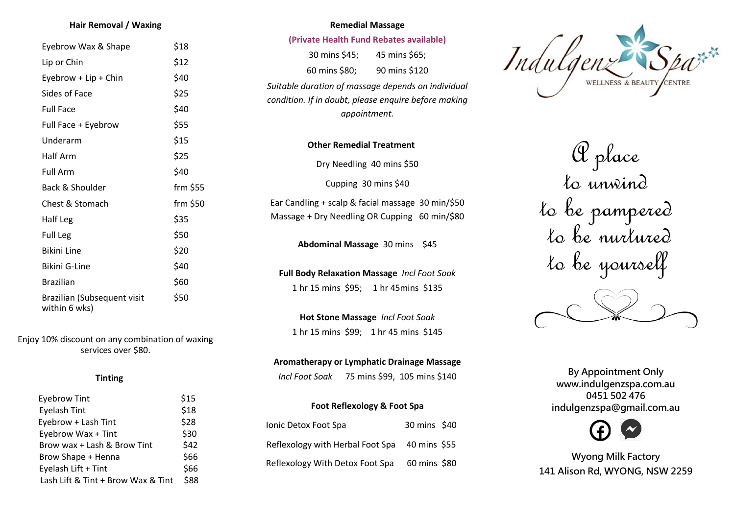## Hair Removal / Waxing

| Service | Price |
|---|---|
| Eyebrow Wax & Shape | $18 |
| Lip or Chin | $12 |
| Eyebrow + Lip + Chin | $40 |
| Sides of Face | $25 |
| Full Face | $40 |
| Full Face + Eyebrow | $55 |
| Underarm | $15 |
| Half Arm | $25 |
| Full Arm | $40 |
| Back & Shoulder | frm $55 |
| Chest & Stomach | frm $50 |
| Half Leg | $35 |
| Full Leg | $50 |
| Bikini Line | $20 |
| Bikini G-Line | $40 |
| Brazilian | $60 |
| Brazilian (Subsequent visit within 6 wks) | $50 |

Enjoy 10% discount on any combination of waxing services over $80.

## Tinting

| Service | Price |
|---|---|
| Eyebrow Tint | $15 |
| Eyelash Tint | $18 |
| Eyebrow + Lash Tint | $28 |
| Eyebrow Wax + Tint | $30 |
| Brow wax + Lash & Brow Tint | $42 |
| Brow Shape + Henna | $66 |
| Eyelash Lift + Tint | $66 |
| Lash Lift & Tint + Brow Wax & Tint | $88 |

## Remedial Massage

**(Private Health Fund Rebates available)**

30 mins $45; 45 mins $65;

60 mins $80; 90 mins $120

*Suitable duration of massage depends on individual condition. If in doubt, please enquire before making appointment.*

## Other Remedial Treatment

Dry Needling 40 mins $50

Cupping 30 mins $40

Ear Candling + scalp & facial massage 30 min/$50

Massage + Dry Needling OR Cupping 60 min/$80

**Abdominal Massage** 30 mins $45

**Full Body Relaxation Massage** *Incl Foot Soak*

1 hr 15 mins $95; 1 hr 45mins $135

**Hot Stone Massage** *Incl Foot Soak*

1 hr 15 mins $99; 1 hr 45 mins $145

**Aromatherapy or Lymphatic Drainage Massage**

*Incl Foot Soak* 75 mins $99, 105 mins $140

## Foot Reflexology & Foot Spa

| Service | Duration | Price |
|---|---|---|
| Ionic Detox Foot Spa | 30 mins | $40 |
| Reflexology with Herbal Foot Spa | 40 mins | $55 |
| Reflexology With Detox Foot Spa | 60 mins | $80 |

# Indulgenz Spa
WELLNESS & BEAUTY CENTRE

A place
to unwind
to be pampered
to be nurtured
to be yourself

**By Appointment Only**
**www.indulgenzspa.com.au**
**0451 502 476**
**indulgenzspa@gmail.com.au**

**Wyong Milk Factory**
**141 Alison Rd, WYONG, NSW 2259**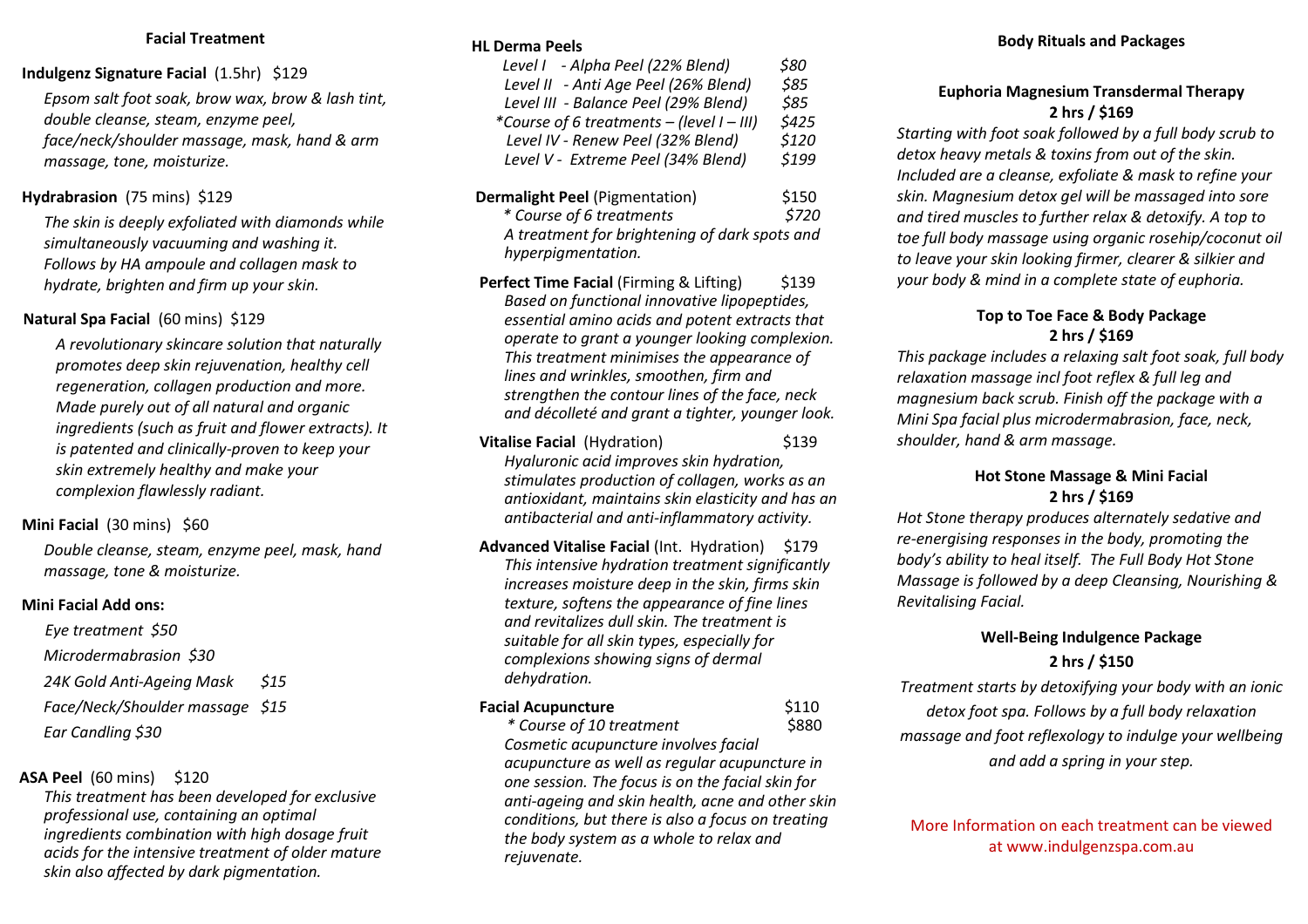## Facial Treatment

**Indulgenz Signature Facial** (1.5hr) $129

*Epsom salt foot soak, brow wax, brow & lash tint, double cleanse, steam, enzyme peel, face/neck/shoulder massage, mask, hand & arm massage, tone, moisturize.*

**Hydrabrasion** (75 mins) $129

*The skin is deeply exfoliated with diamonds while simultaneously vacuuming and washing it. Follows by HA ampoule and collagen mask to hydrate, brighten and firm up your skin.*

**Natural Spa Facial** (60 mins) $129

*A revolutionary skincare solution that naturally promotes deep skin rejuvenation, healthy cell regeneration, collagen production and more. Made purely out of all natural and organic ingredients (such as fruit and flower extracts). It is patented and clinically-proven to keep your skin extremely healthy and make your complexion flawlessly radiant.*

**Mini Facial** (30 mins) $60

*Double cleanse, steam, enzyme peel, mask, hand massage, tone & moisturize.*

**Mini Facial Add ons:**

*Eye treatment $50*

*Microdermabrasion $30*

*24K Gold Anti-Ageing Mask $15*

*Face/Neck/Shoulder massage $15*

*Ear Candling $30*

**ASA Peel** (60 mins) $120

*This treatment has been developed for exclusive professional use, containing an optimal ingredients combination with high dosage fruit acids for the intensive treatment of older mature skin also affected by dark pigmentation.*

**HL Derma Peels**

| | |
|---|---|
| *Level I - Alpha Peel (22% Blend)* | *$80* |
| *Level II - Anti Age Peel (26% Blend)* | *$85* |
| *Level III - Balance Peel (29% Blend)* | *$85* |
| *\*Course of 6 treatments – (level I – III)* | *$425* |
| *Level IV - Renew Peel (32% Blend)* | *$120* |
| *Level V - Extreme Peel (34% Blend)* | *$199* |

**Dermalight Peel** (Pigmentation) $150

*\* Course of 6 treatments $720*

*A treatment for brightening of dark spots and hyperpigmentation.*

**Perfect Time Facial** (Firming & Lifting) $139

*Based on functional innovative lipopeptides, essential amino acids and potent extracts that operate to grant a younger looking complexion. This treatment minimises the appearance of lines and wrinkles, smoothen, firm and strengthen the contour lines of the face, neck and décolleté and grant a tighter, younger look.*

**Vitalise Facial** (Hydration) $139

*Hyaluronic acid improves skin hydration, stimulates production of collagen, works as an antioxidant, maintains skin elasticity and has an antibacterial and anti-inflammatory activity.*

**Advanced Vitalise Facial** (Int. Hydration) $179

*This intensive hydration treatment significantly increases moisture deep in the skin, firms skin texture, softens the appearance of fine lines and revitalizes dull skin. The treatment is suitable for all skin types, especially for complexions showing signs of dermal dehydration.*

**Facial Acupuncture** $110

*\* Course of 10 treatment* $880

*Cosmetic acupuncture involves facial acupuncture as well as regular acupuncture in one session. The focus is on the facial skin for anti-ageing and skin health, acne and other skin conditions, but there is also a focus on treating the body system as a whole to relax and rejuvenate.*

## Body Rituals and Packages

**Euphoria Magnesium Transdermal Therapy**
**2 hrs / $169**

*Starting with foot soak followed by a full body scrub to detox heavy metals & toxins from out of the skin. Included are a cleanse, exfoliate & mask to refine your skin. Magnesium detox gel will be massaged into sore and tired muscles to further relax & detoxify. A top to toe full body massage using organic rosehip/coconut oil to leave your skin looking firmer, clearer & silkier and your body & mind in a complete state of euphoria.*

**Top to Toe Face & Body Package**
**2 hrs / $169**

*This package includes a relaxing salt foot soak, full body relaxation massage incl foot reflex & full leg and magnesium back scrub. Finish off the package with a Mini Spa facial plus microdermabrasion, face, neck, shoulder, hand & arm massage.*

**Hot Stone Massage & Mini Facial**
**2 hrs / $169**

*Hot Stone therapy produces alternately sedative and re-energising responses in the body, promoting the body's ability to heal itself. The Full Body Hot Stone Massage is followed by a deep Cleansing, Nourishing & Revitalising Facial.*

**Well-Being Indulgence Package**
**2 hrs / $150**

*Treatment starts by detoxifying your body with an ionic detox foot spa. Follows by a full body relaxation massage and foot reflexology to indulge your wellbeing and add a spring in your step.*

More Information on each treatment can be viewed at www.indulgenzspa.com.au